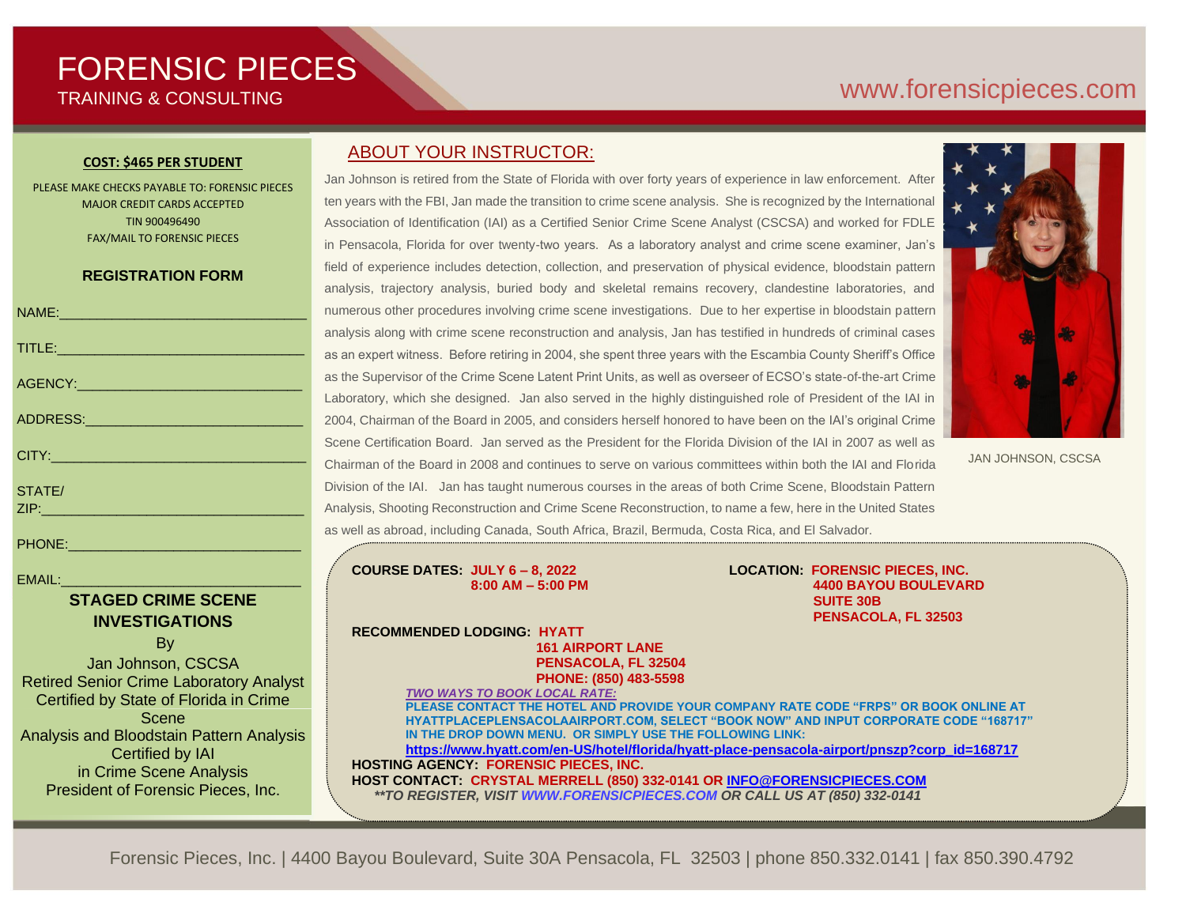# FORENSIC PIECES

TRAINING & CONSULTING

www.forensicpieces.com

**COST: $465 PER STUDENT**

PLEASE MAKE CHECKS PAYABLE TO: FORENSIC PIECES
MAJOR CREDIT CARDS ACCEPTED
TIN 900496490
FAX/MAIL TO FORENSIC PIECES

**REGISTRATION FORM**

NAME:________________________________

TITLE:________________________________

AGENCY:______________________________

ADDRESS:_____________________________

CITY:_________________________________

STATE/
ZIP:__________________________________

PHONE:_______________________________

EMAIL:_______________________________

## STAGED CRIME SCENE INVESTIGATIONS

By
Jan Johnson, CSCSA
Retired Senior Crime Laboratory Analyst
Certified by State of Florida in Crime Scene
Analysis and Bloodstain Pattern Analysis
Certified by IAI
in Crime Scene Analysis
President of Forensic Pieces, Inc.

## ABOUT YOUR INSTRUCTOR:

Jan Johnson is retired from the State of Florida with over forty years of experience in law enforcement. After ten years with the FBI, Jan made the transition to crime scene analysis. She is recognized by the International Association of Identification (IAI) as a Certified Senior Crime Scene Analyst (CSCSA) and worked for FDLE in Pensacola, Florida for over twenty-two years. As a laboratory analyst and crime scene examiner, Jan's field of experience includes detection, collection, and preservation of physical evidence, bloodstain pattern analysis, trajectory analysis, buried body and skeletal remains recovery, clandestine laboratories, and numerous other procedures involving crime scene investigations. Due to her expertise in bloodstain pattern analysis along with crime scene reconstruction and analysis, Jan has testified in hundreds of criminal cases as an expert witness. Before retiring in 2004, she spent three years with the Escambia County Sheriff's Office as the Supervisor of the Crime Scene Latent Print Units, as well as overseer of ECSO's state-of-the-art Crime Laboratory, which she designed. Jan also served in the highly distinguished role of President of the IAI in 2004, Chairman of the Board in 2005, and considers herself honored to have been on the IAI's original Crime Scene Certification Board. Jan served as the President for the Florida Division of the IAI in 2007 as well as Chairman of the Board in 2008 and continues to serve on various committees within both the IAI and Florida Division of the IAI. Jan has taught numerous courses in the areas of both Crime Scene, Bloodstain Pattern Analysis, Shooting Reconstruction and Crime Scene Reconstruction, to name a few, here in the United States as well as abroad, including Canada, South Africa, Brazil, Bermuda, Costa Rica, and El Salvador.

JAN JOHNSON, CSCSA

**COURSE DATES:** **JULY 6 – 8, 2022**
**8:00 AM – 5:00 PM**

**LOCATION:** **FORENSIC PIECES, INC.**
**4400 BAYOU BOULEVARD**
**SUITE 30B**
**PENSACOLA, FL 32503**

**RECOMMENDED LODGING:** **HYATT**
**161 AIRPORT LANE**
**PENSACOLA, FL 32504**
**PHONE: (850) 483-5598**

***TWO WAYS TO BOOK LOCAL RATE:***
**PLEASE CONTACT THE HOTEL AND PROVIDE YOUR COMPANY RATE CODE "FRPS" OR BOOK ONLINE AT HYATTPLACEPLENSACOLAAIRPORT.COM, SELECT "BOOK NOW" AND INPUT CORPORATE CODE "168717" IN THE DROP DOWN MENU. OR SIMPLY USE THE FOLLOWING LINK:**
**https://www.hyatt.com/en-US/hotel/florida/hyatt-place-pensacola-airport/pnszp?corp_id=168717**

**HOSTING AGENCY:** **FORENSIC PIECES, INC.**
**HOST CONTACT:** **CRYSTAL MERRELL (850) 332-0141 OR INFO@FORENSICPIECES.COM**
***\*\*TO REGISTER, VISIT WWW.FORENSICPIECES.COM OR CALL US AT (850) 332-0141***

Forensic Pieces, Inc. | 4400 Bayou Boulevard, Suite 30A Pensacola, FL 32503 | phone 850.332.0141 | fax 850.390.4792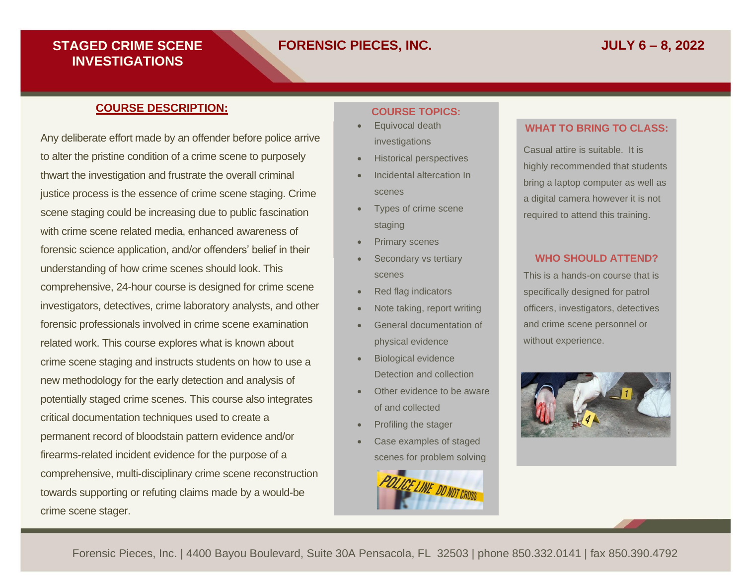# STAGED CRIME SCENE INVESTIGATIONS

**FORENSIC PIECES, INC.**

**JULY 6 – 8, 2022**

## COURSE DESCRIPTION:

Any deliberate effort made by an offender before police arrive to alter the pristine condition of a crime scene to purposely thwart the investigation and frustrate the overall criminal justice process is the essence of crime scene staging. Crime scene staging could be increasing due to public fascination with crime scene related media, enhanced awareness of forensic science application, and/or offenders' belief in their understanding of how crime scenes should look. This comprehensive, 24-hour course is designed for crime scene investigators, detectives, crime laboratory analysts, and other forensic professionals involved in crime scene examination related work. This course explores what is known about crime scene staging and instructs students on how to use a new methodology for the early detection and analysis of potentially staged crime scenes. This course also integrates critical documentation techniques used to create a permanent record of bloodstain pattern evidence and/or firearms-related incident evidence for the purpose of a comprehensive, multi-disciplinary crime scene reconstruction towards supporting or refuting claims made by a would-be crime scene stager.

## COURSE TOPICS:

- Equivocal death investigations
- Historical perspectives
- Incidental altercation In scenes
- Types of crime scene staging
- Primary scenes
- Secondary vs tertiary scenes
- Red flag indicators
- Note taking, report writing
- General documentation of physical evidence
- Biological evidence Detection and collection
- Other evidence to be aware of and collected
- Profiling the stager
- Case examples of staged scenes for problem solving

## WHAT TO BRING TO CLASS:

Casual attire is suitable. It is highly recommended that students bring a laptop computer as well as a digital camera however it is not required to attend this training.

## WHO SHOULD ATTEND?

This is a hands-on course that is specifically designed for patrol officers, investigators, detectives and crime scene personnel or without experience.

Forensic Pieces, Inc. | 4400 Bayou Boulevard, Suite 30A Pensacola, FL 32503 | phone 850.332.0141 | fax 850.390.4792